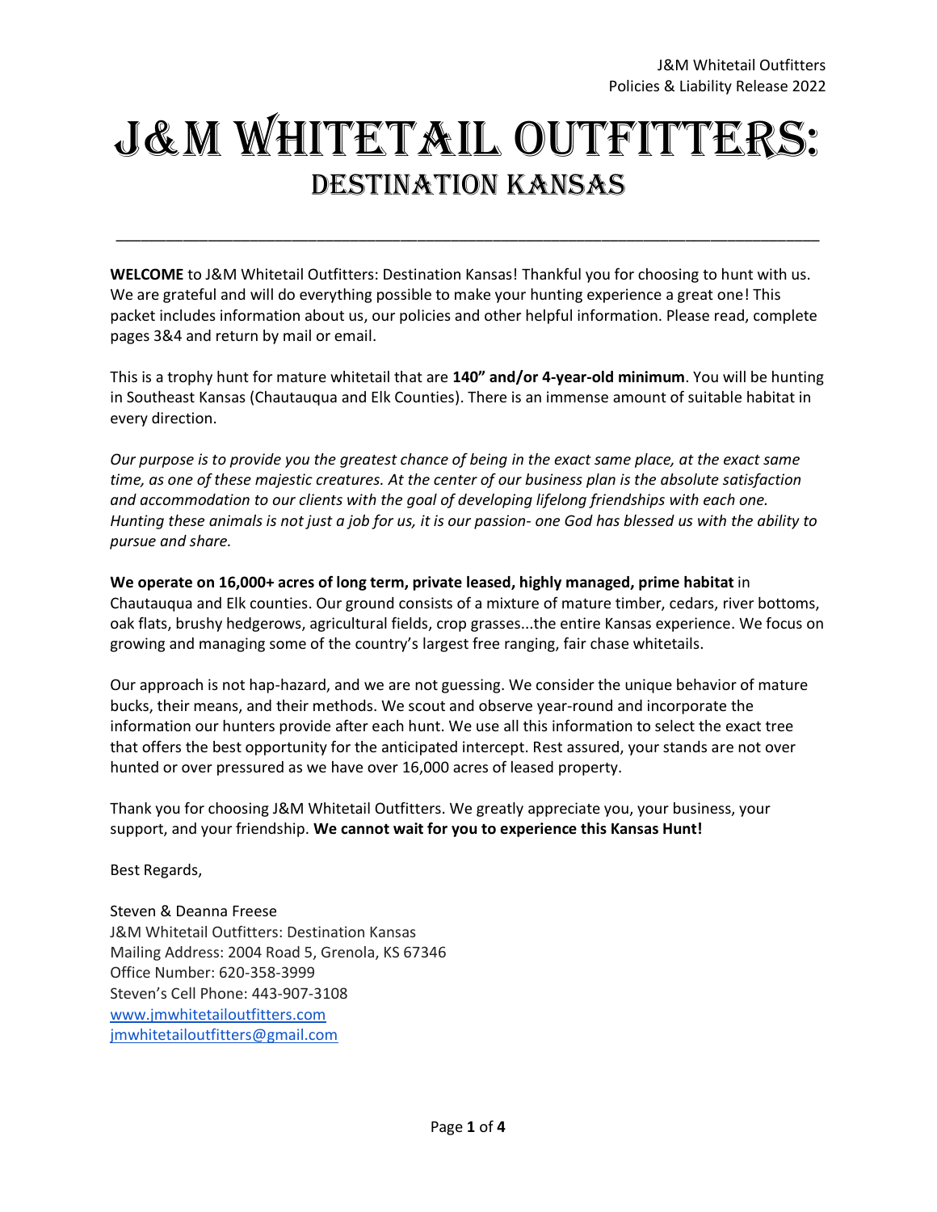# J&M Whitetail Outfitters:
## Destination Kansas

---

**WELCOME** to J&M Whitetail Outfitters: Destination Kansas! Thankful you for choosing to hunt with us. We are grateful and will do everything possible to make your hunting experience a great one! This packet includes information about us, our policies and other helpful information. Please read, complete pages 3&4 and return by mail or email.

This is a trophy hunt for mature whitetail that are **140" and/or 4-year-old minimum**. You will be hunting in Southeast Kansas (Chautauqua and Elk Counties). There is an immense amount of suitable habitat in every direction.

*Our purpose is to provide you the greatest chance of being in the exact same place, at the exact same time, as one of these majestic creatures. At the center of our business plan is the absolute satisfaction and accommodation to our clients with the goal of developing lifelong friendships with each one. Hunting these animals is not just a job for us, it is our passion- one God has blessed us with the ability to pursue and share.*

**We operate on 16,000+ acres of long term, private leased, highly managed, prime habitat** in Chautauqua and Elk counties. Our ground consists of a mixture of mature timber, cedars, river bottoms, oak flats, brushy hedgerows, agricultural fields, crop grasses...the entire Kansas experience. We focus on growing and managing some of the country's largest free ranging, fair chase whitetails.

Our approach is not hap-hazard, and we are not guessing. We consider the unique behavior of mature bucks, their means, and their methods. We scout and observe year-round and incorporate the information our hunters provide after each hunt. We use all this information to select the exact tree that offers the best opportunity for the anticipated intercept. Rest assured, your stands are not over hunted or over pressured as we have over 16,000 acres of leased property.

Thank you for choosing J&M Whitetail Outfitters. We greatly appreciate you, your business, your support, and your friendship. **We cannot wait for you to experience this Kansas Hunt!**

Best Regards,

Steven & Deanna Freese
J&M Whitetail Outfitters: Destination Kansas
Mailing Address: 2004 Road 5, Grenola, KS 67346
Office Number: 620-358-3999
Steven's Cell Phone: 443-907-3108
www.jmwhitetailoutfitters.com
jmwhitetailoutfitters@gmail.com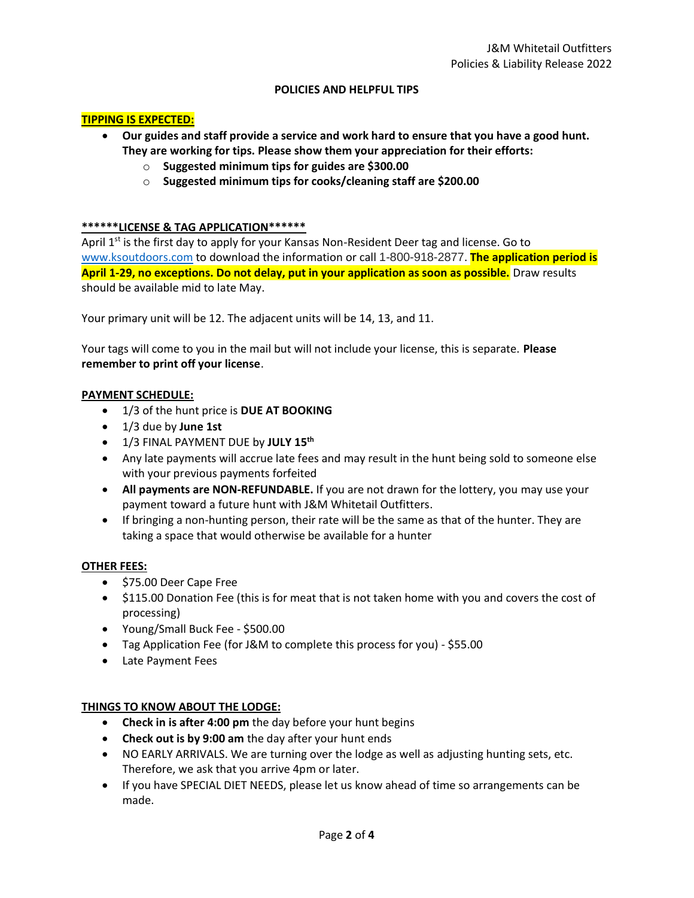## POLICIES AND HELPFUL TIPS

**TIPPING IS EXPECTED:**

- **Our guides and staff provide a service and work hard to ensure that you have a good hunt. They are working for tips. Please show them your appreciation for their efforts:**
  - **Suggested minimum tips for guides are $300.00**
  - **Suggested minimum tips for cooks/cleaning staff are $200.00**

**\*\*\*\*\*\*LICENSE & TAG APPLICATION\*\*\*\*\*\***

April 1st is the first day to apply for your Kansas Non-Resident Deer tag and license. Go to www.ksoutdoors.com to download the information or call 1-800-918-2877. **The application period is April 1-29, no exceptions. Do not delay, put in your application as soon as possible.** Draw results should be available mid to late May.

Your primary unit will be 12. The adjacent units will be 14, 13, and 11.

Your tags will come to you in the mail but will not include your license, this is separate. **Please remember to print off your license**.

**PAYMENT SCHEDULE:**

- 1/3 of the hunt price is **DUE AT BOOKING**
- 1/3 due by **June 1st**
- 1/3 FINAL PAYMENT DUE by **JULY 15th**
- Any late payments will accrue late fees and may result in the hunt being sold to someone else with your previous payments forfeited
- **All payments are NON-REFUNDABLE.** If you are not drawn for the lottery, you may use your payment toward a future hunt with J&M Whitetail Outfitters.
- If bringing a non-hunting person, their rate will be the same as that of the hunter. They are taking a space that would otherwise be available for a hunter

**OTHER FEES:**

- $75.00 Deer Cape Free
- $115.00 Donation Fee (this is for meat that is not taken home with you and covers the cost of processing)
- Young/Small Buck Fee - $500.00
- Tag Application Fee (for J&M to complete this process for you) - $55.00
- Late Payment Fees

**THINGS TO KNOW ABOUT THE LODGE:**

- **Check in is after 4:00 pm** the day before your hunt begins
- **Check out is by 9:00 am** the day after your hunt ends
- NO EARLY ARRIVALS. We are turning over the lodge as well as adjusting hunting sets, etc. Therefore, we ask that you arrive 4pm or later.
- If you have SPECIAL DIET NEEDS, please let us know ahead of time so arrangements can be made.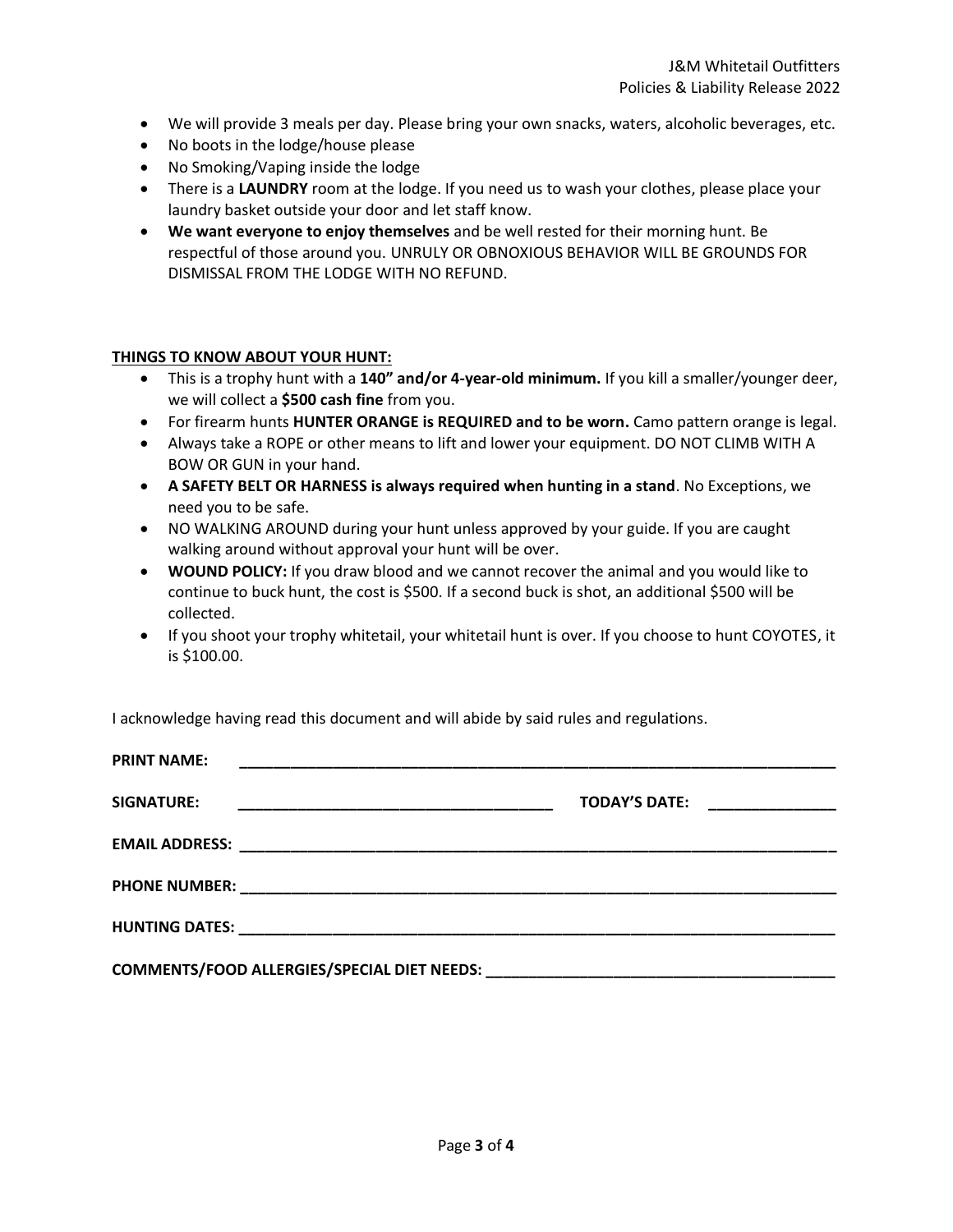- We will provide 3 meals per day. Please bring your own snacks, waters, alcoholic beverages, etc.
- No boots in the lodge/house please
- No Smoking/Vaping inside the lodge
- There is a **LAUNDRY** room at the lodge. If you need us to wash your clothes, please place your laundry basket outside your door and let staff know.
- **We want everyone to enjoy themselves** and be well rested for their morning hunt. Be respectful of those around you. UNRULY OR OBNOXIOUS BEHAVIOR WILL BE GROUNDS FOR DISMISSAL FROM THE LODGE WITH NO REFUND.

**THINGS TO KNOW ABOUT YOUR HUNT:**

- This is a trophy hunt with a **140" and/or 4-year-old minimum.** If you kill a smaller/younger deer, we will collect a **$500 cash fine** from you.
- For firearm hunts **HUNTER ORANGE is REQUIRED and to be worn.** Camo pattern orange is legal.
- Always take a ROPE or other means to lift and lower your equipment. DO NOT CLIMB WITH A BOW OR GUN in your hand.
- **A SAFETY BELT OR HARNESS is always required when hunting in a stand**. No Exceptions, we need you to be safe.
- NO WALKING AROUND during your hunt unless approved by your guide. If you are caught walking around without approval your hunt will be over.
- **WOUND POLICY:** If you draw blood and we cannot recover the animal and you would like to continue to buck hunt, the cost is $500. If a second buck is shot, an additional $500 will be collected.
- If you shoot your trophy whitetail, your whitetail hunt is over. If you choose to hunt COYOTES, it is $100.00.

I acknowledge having read this document and will abide by said rules and regulations.

**PRINT NAME:** ______________________________________________________________

**SIGNATURE:** ________________________________ **TODAY'S DATE:** _____________

**EMAIL ADDRESS:** ___________________________________________________________

**PHONE NUMBER:** ___________________________________________________________

**HUNTING DATES:** ___________________________________________________________

**COMMENTS/FOOD ALLERGIES/SPECIAL DIET NEEDS:** _______________________________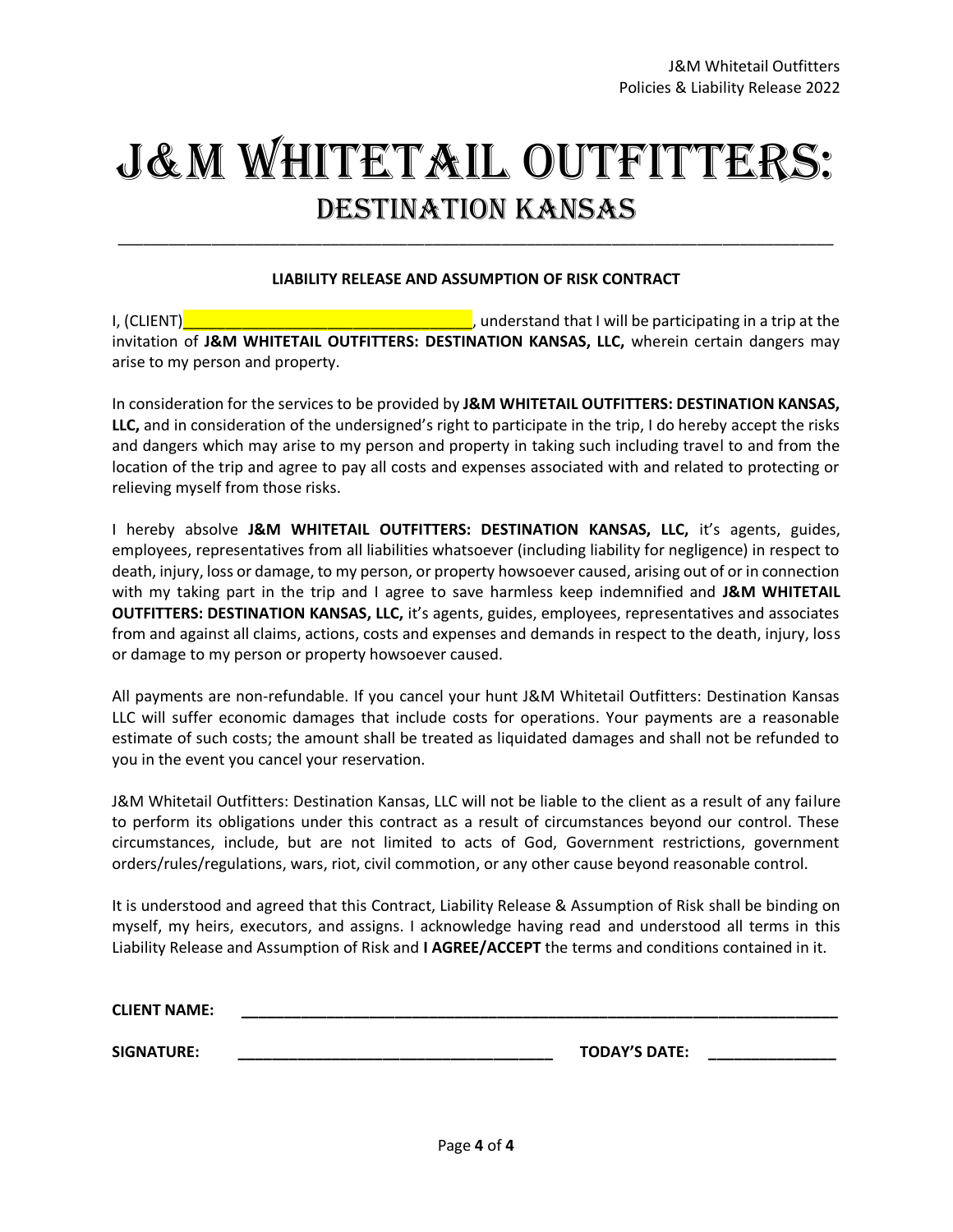# J&M WHITETAIL OUTFITTERS:

## DESTINATION KANSAS

---

**LIABILITY RELEASE AND ASSUMPTION OF RISK CONTRACT**

I, (CLIENT)________________________________, understand that I will be participating in a trip at the invitation of **J&M WHITETAIL OUTFITTERS: DESTINATION KANSAS, LLC,** wherein certain dangers may arise to my person and property.

In consideration for the services to be provided by **J&M WHITETAIL OUTFITTERS: DESTINATION KANSAS, LLC,** and in consideration of the undersigned's right to participate in the trip, I do hereby accept the risks and dangers which may arise to my person and property in taking such including travel to and from the location of the trip and agree to pay all costs and expenses associated with and related to protecting or relieving myself from those risks.

I hereby absolve **J&M WHITETAIL OUTFITTERS: DESTINATION KANSAS, LLC,** it's agents, guides, employees, representatives from all liabilities whatsoever (including liability for negligence) in respect to death, injury, loss or damage, to my person, or property howsoever caused, arising out of or in connection with my taking part in the trip and I agree to save harmless keep indemnified and **J&M WHITETAIL OUTFITTERS: DESTINATION KANSAS, LLC,** it's agents, guides, employees, representatives and associates from and against all claims, actions, costs and expenses and demands in respect to the death, injury, loss or damage to my person or property howsoever caused.

All payments are non-refundable. If you cancel your hunt J&M Whitetail Outfitters: Destination Kansas LLC will suffer economic damages that include costs for operations. Your payments are a reasonable estimate of such costs; the amount shall be treated as liquidated damages and shall not be refunded to you in the event you cancel your reservation.

J&M Whitetail Outfitters: Destination Kansas, LLC will not be liable to the client as a result of any failure to perform its obligations under this contract as a result of circumstances beyond our control. These circumstances, include, but are not limited to acts of God, Government restrictions, government orders/rules/regulations, wars, riot, civil commotion, or any other cause beyond reasonable control.

It is understood and agreed that this Contract, Liability Release & Assumption of Risk shall be binding on myself, my heirs, executors, and assigns. I acknowledge having read and understood all terms in this Liability Release and Assumption of Risk and **I AGREE/ACCEPT** the terms and conditions contained in it.

**CLIENT NAME:** ______________________________________________________________

**SIGNATURE:** ____________________________________ **TODAY'S DATE:** _______________